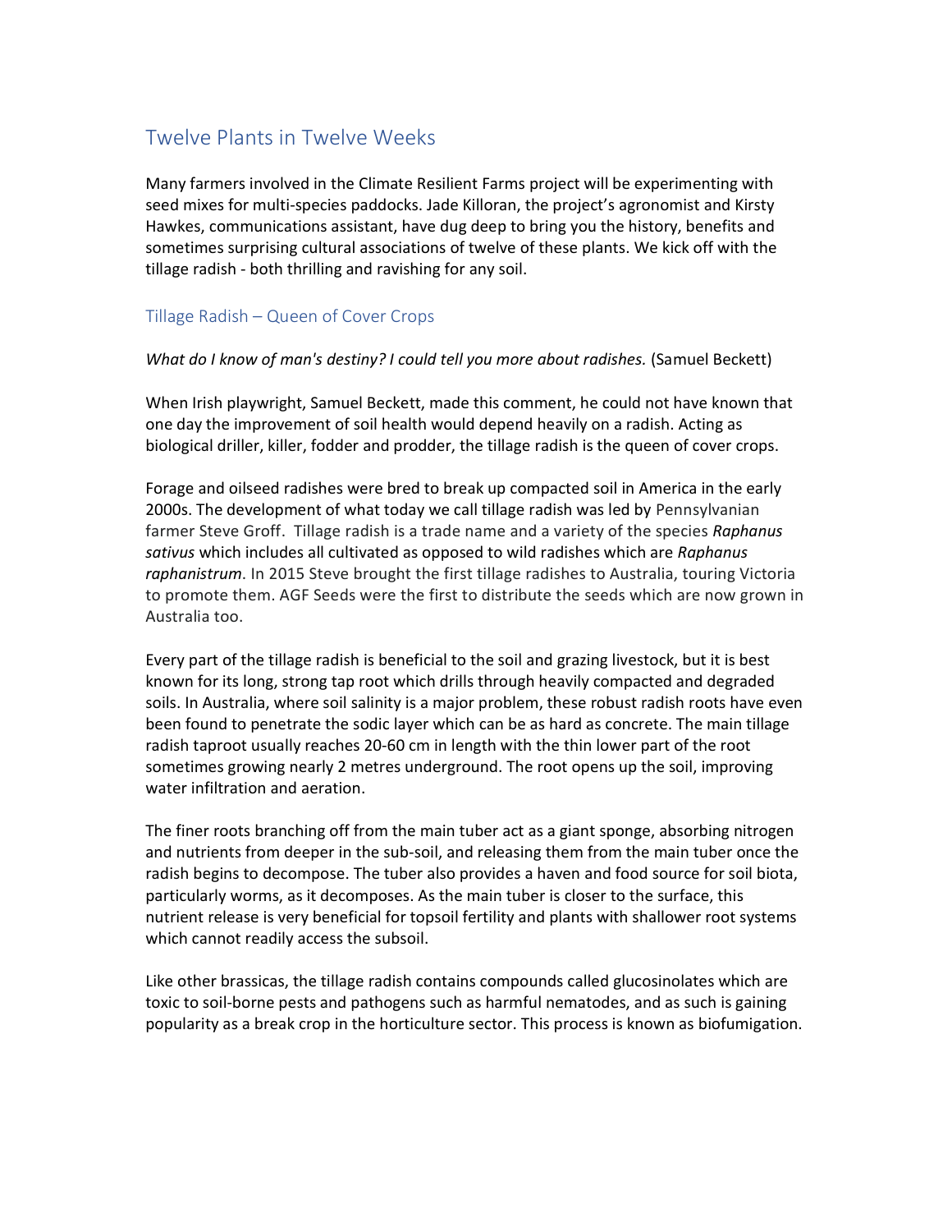# Twelve Plants in Twelve Weeks

Many farmers involved in the Climate Resilient Farms project will be experimenting with seed mixes for multi-species paddocks. Jade Killoran, the project's agronomist and Kirsty Hawkes, communications assistant, have dug deep to bring you the history, benefits and sometimes surprising cultural associations of twelve of these plants. We kick off with the tillage radish - both thrilling and ravishing for any soil.

## Tillage Radish – Queen of Cover Crops

*What do I know of man's destiny? I could tell you more about radishes.* (Samuel Beckett)

When Irish playwright, Samuel Beckett, made this comment, he could not have known that one day the improvement of soil health would depend heavily on a radish. Acting as biological driller, killer, fodder and prodder, the tillage radish is the queen of cover crops.

Forage and oilseed radishes were bred to break up compacted soil in America in the early 2000s. The development of what today we call tillage radish was led by Pennsylvanian farmer Steve Groff. Tillage radish is a trade name and a variety of the species ***Raphanus sativus*** which includes all cultivated as opposed to wild radishes which are ***Raphanus raphanistrum***. In 2015 Steve brought the first tillage radishes to Australia, touring Victoria to promote them. AGF Seeds were the first to distribute the seeds which are now grown in Australia too.

Every part of the tillage radish is beneficial to the soil and grazing livestock, but it is best known for its long, strong tap root which drills through heavily compacted and degraded soils. In Australia, where soil salinity is a major problem, these robust radish roots have even been found to penetrate the sodic layer which can be as hard as concrete. The main tillage radish taproot usually reaches 20-60 cm in length with the thin lower part of the root sometimes growing nearly 2 metres underground. The root opens up the soil, improving water infiltration and aeration.

The finer roots branching off from the main tuber act as a giant sponge, absorbing nitrogen and nutrients from deeper in the sub-soil, and releasing them from the main tuber once the radish begins to decompose. The tuber also provides a haven and food source for soil biota, particularly worms, as it decomposes. As the main tuber is closer to the surface, this nutrient release is very beneficial for topsoil fertility and plants with shallower root systems which cannot readily access the subsoil.

Like other brassicas, the tillage radish contains compounds called glucosinolates which are toxic to soil-borne pests and pathogens such as harmful nematodes, and as such is gaining popularity as a break crop in the horticulture sector. This process is known as biofumigation.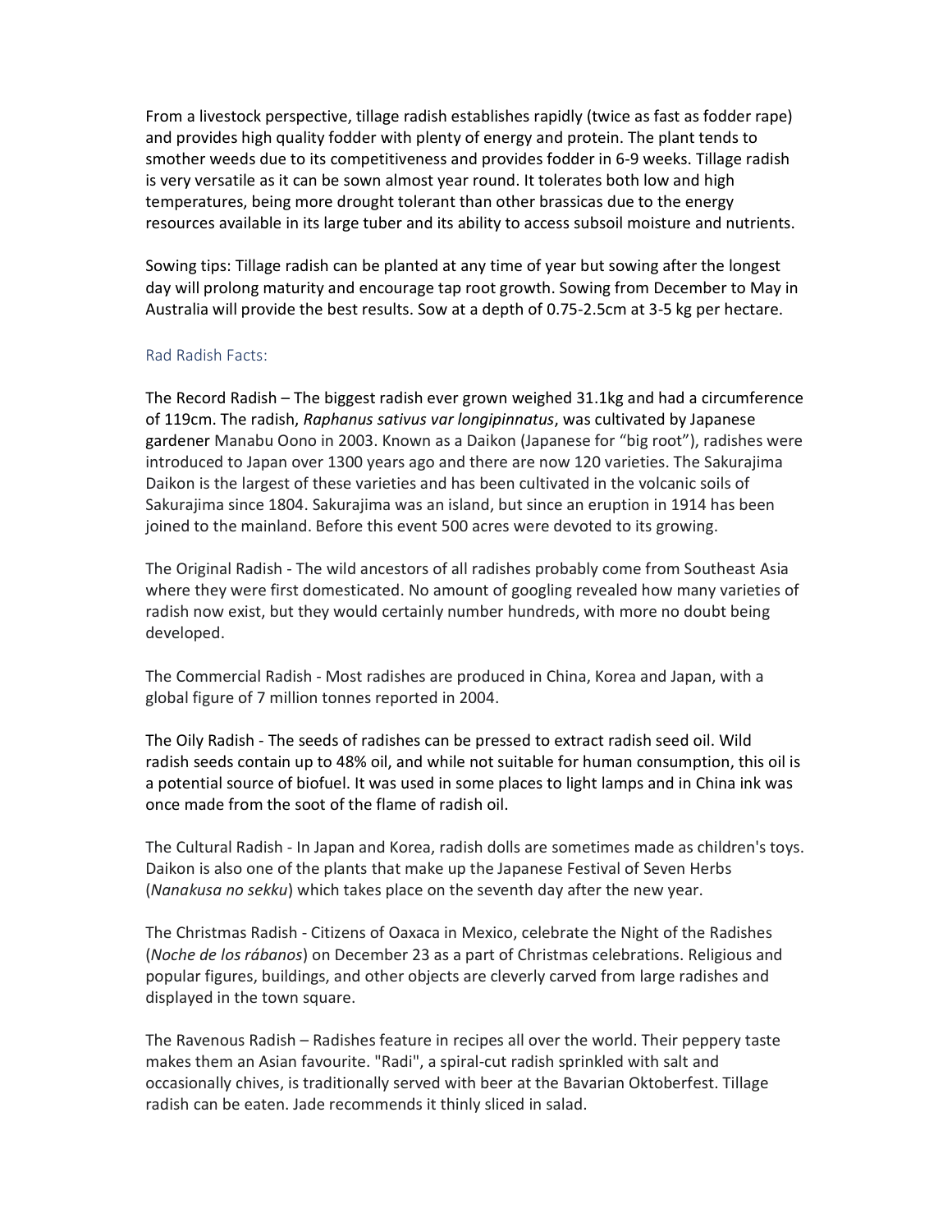From a livestock perspective, tillage radish establishes rapidly (twice as fast as fodder rape) and provides high quality fodder with plenty of energy and protein. The plant tends to smother weeds due to its competitiveness and provides fodder in 6-9 weeks. Tillage radish is very versatile as it can be sown almost year round. It tolerates both low and high temperatures, being more drought tolerant than other brassicas due to the energy resources available in its large tuber and its ability to access subsoil moisture and nutrients.

Sowing tips: Tillage radish can be planted at any time of year but sowing after the longest day will prolong maturity and encourage tap root growth. Sowing from December to May in Australia will provide the best results. Sow at a depth of 0.75-2.5cm at 3-5 kg per hectare.

## Rad Radish Facts:

The Record Radish – The biggest radish ever grown weighed 31.1kg and had a circumference of 119cm. The radish, *Raphanus sativus var longipinnatus*, was cultivated by Japanese gardener Manabu Oono in 2003. Known as a Daikon (Japanese for "big root"), radishes were introduced to Japan over 1300 years ago and there are now 120 varieties. The Sakurajima Daikon is the largest of these varieties and has been cultivated in the volcanic soils of Sakurajima since 1804. Sakurajima was an island, but since an eruption in 1914 has been joined to the mainland. Before this event 500 acres were devoted to its growing.

The Original Radish - The wild ancestors of all radishes probably come from Southeast Asia where they were first domesticated. No amount of googling revealed how many varieties of radish now exist, but they would certainly number hundreds, with more no doubt being developed.

The Commercial Radish - Most radishes are produced in China, Korea and Japan, with a global figure of 7 million tonnes reported in 2004.

The Oily Radish - The seeds of radishes can be pressed to extract radish seed oil. Wild radish seeds contain up to 48% oil, and while not suitable for human consumption, this oil is a potential source of biofuel. It was used in some places to light lamps and in China ink was once made from the soot of the flame of radish oil.

The Cultural Radish - In Japan and Korea, radish dolls are sometimes made as children's toys. Daikon is also one of the plants that make up the Japanese Festival of Seven Herbs (*Nanakusa no sekku*) which takes place on the seventh day after the new year.

The Christmas Radish - Citizens of Oaxaca in Mexico, celebrate the Night of the Radishes (*Noche de los rábanos*) on December 23 as a part of Christmas celebrations. Religious and popular figures, buildings, and other objects are cleverly carved from large radishes and displayed in the town square.

The Ravenous Radish – Radishes feature in recipes all over the world. Their peppery taste makes them an Asian favourite. "Radi", a spiral-cut radish sprinkled with salt and occasionally chives, is traditionally served with beer at the Bavarian Oktoberfest. Tillage radish can be eaten. Jade recommends it thinly sliced in salad.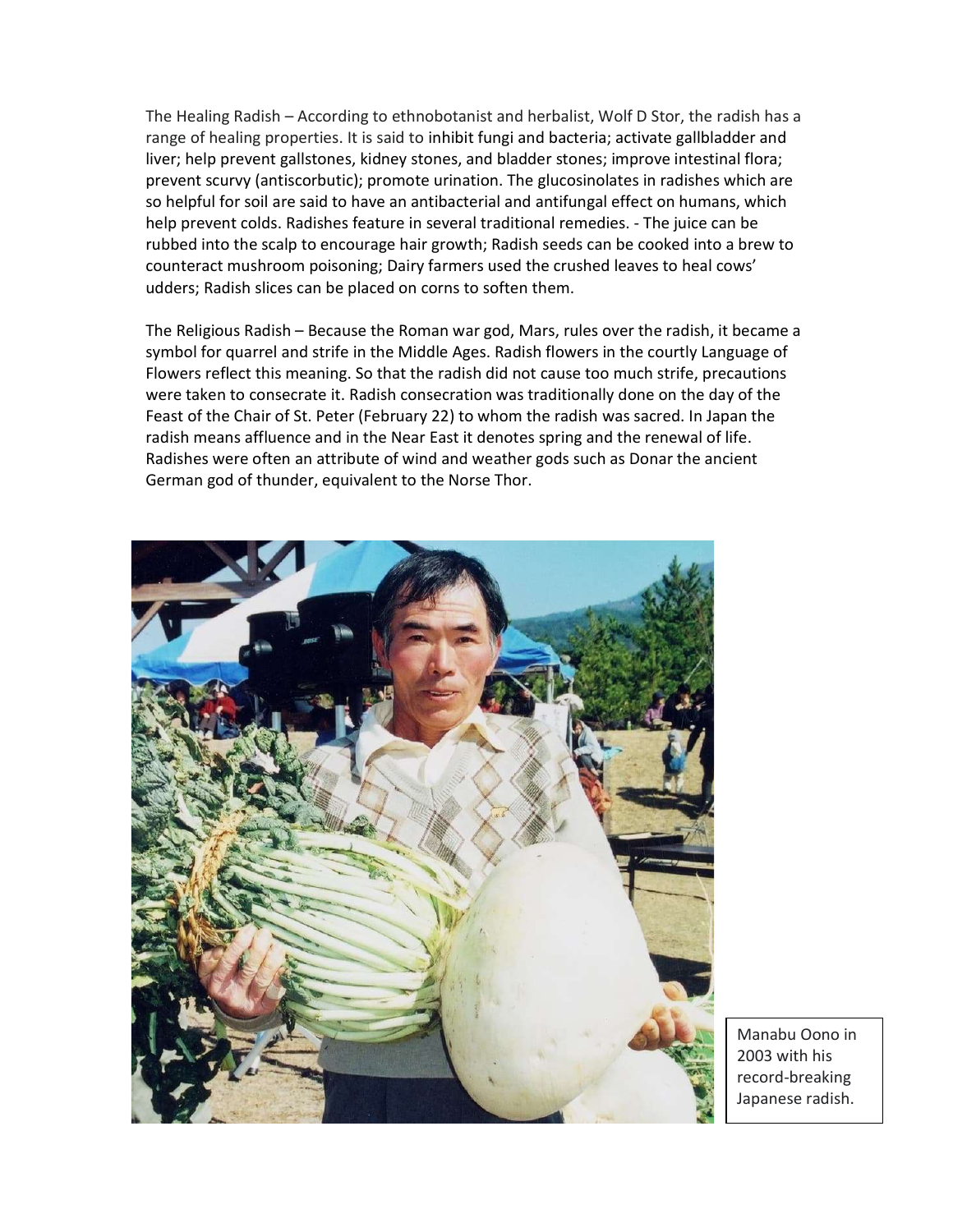The Healing Radish – According to ethnobotanist and herbalist, Wolf D Stor, the radish has a range of healing properties. It is said to inhibit fungi and bacteria; activate gallbladder and liver; help prevent gallstones, kidney stones, and bladder stones; improve intestinal flora; prevent scurvy (antiscorbutic); promote urination. The glucosinolates in radishes which are so helpful for soil are said to have an antibacterial and antifungal effect on humans, which help prevent colds. Radishes feature in several traditional remedies. - The juice can be rubbed into the scalp to encourage hair growth; Radish seeds can be cooked into a brew to counteract mushroom poisoning; Dairy farmers used the crushed leaves to heal cows' udders; Radish slices can be placed on corns to soften them.

The Religious Radish – Because the Roman war god, Mars, rules over the radish, it became a symbol for quarrel and strife in the Middle Ages. Radish flowers in the courtly Language of Flowers reflect this meaning. So that the radish did not cause too much strife, precautions were taken to consecrate it. Radish consecration was traditionally done on the day of the Feast of the Chair of St. Peter (February 22) to whom the radish was sacred. In Japan the radish means affluence and in the Near East it denotes spring and the renewal of life. Radishes were often an attribute of wind and weather gods such as Donar the ancient German god of thunder, equivalent to the Norse Thor.

Manabu Oono in 2003 with his record-breaking Japanese radish.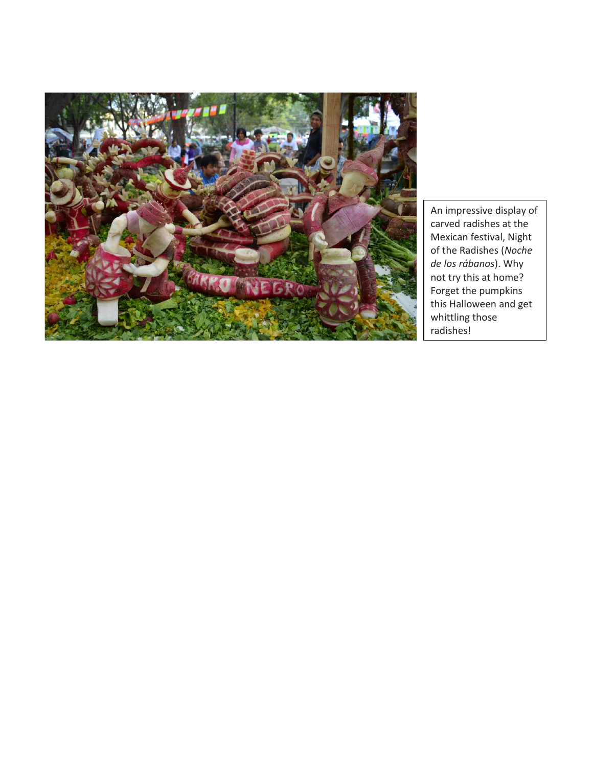An impressive display of carved radishes at the Mexican festival, Night of the Radishes (*Noche de los rábanos*). Why not try this at home? Forget the pumpkins this Halloween and get whittling those radishes!